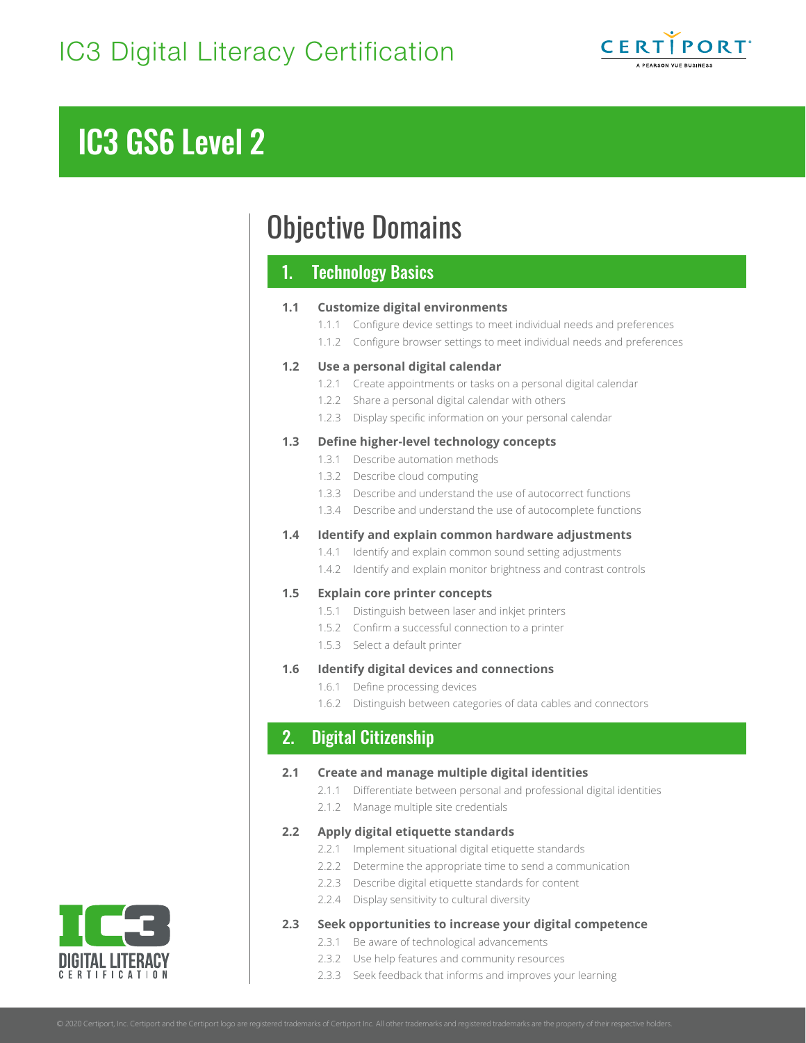# IC3 Digital Literacy Certification

# IC3 GS6 Level 2

## Objective Domains

### 1. Technology Basics

**1.1 Customize digital environments**

- 1.1.1 Configure device settings to meet individual needs and preferences
- 1.1.2 Configure browser settings to meet individual needs and preferences

**1.2 Use a personal digital calendar**

- 1.2.1 Create appointments or tasks on a personal digital calendar
- 1.2.2 Share a personal digital calendar with others
- 1.2.3 Display specific information on your personal calendar

**1.3 Define higher-level technology concepts**

- 1.3.1 Describe automation methods
- 1.3.2 Describe cloud computing
- 1.3.3 Describe and understand the use of autocorrect functions
- 1.3.4 Describe and understand the use of autocomplete functions

**1.4 Identify and explain common hardware adjustments**

- 1.4.1 Identify and explain common sound setting adjustments
- 1.4.2 Identify and explain monitor brightness and contrast controls

**1.5 Explain core printer concepts**

- 1.5.1 Distinguish between laser and inkjet printers
- 1.5.2 Confirm a successful connection to a printer
- 1.5.3 Select a default printer

**1.6 Identify digital devices and connections**

- 1.6.1 Define processing devices
- 1.6.2 Distinguish between categories of data cables and connectors

### 2. Digital Citizenship

**2.1 Create and manage multiple digital identities**

- 2.1.1 Differentiate between personal and professional digital identities
- 2.1.2 Manage multiple site credentials

**2.2 Apply digital etiquette standards**

- 2.2.1 Implement situational digital etiquette standards
- 2.2.2 Determine the appropriate time to send a communication
- 2.2.3 Describe digital etiquette standards for content
- 2.2.4 Display sensitivity to cultural diversity

**2.3 Seek opportunities to increase your digital competence**

- 2.3.1 Be aware of technological advancements
- 2.3.2 Use help features and community resources
- 2.3.3 Seek feedback that informs and improves your learning

© 2020 Certiport, Inc. Certiport and the Certiport logo are registered trademarks of Certiport Inc. All other trademarks and registered trademarks are the property of their respective holders.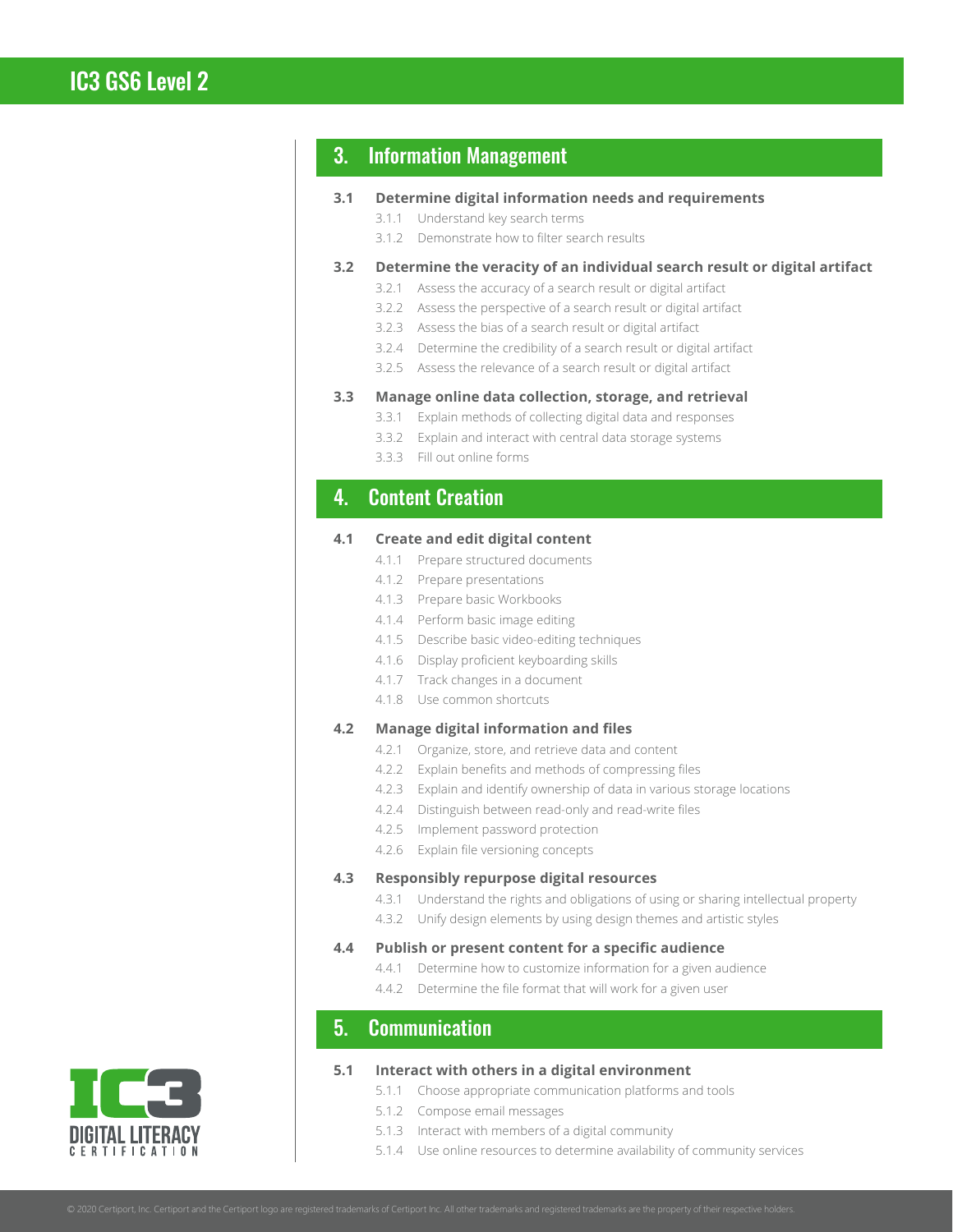## 3. Information Management

**3.1 Determine digital information needs and requirements**

- 3.1.1 Understand key search terms
- 3.1.2 Demonstrate how to filter search results

**3.2 Determine the veracity of an individual search result or digital artifact**

- 3.2.1 Assess the accuracy of a search result or digital artifact
- 3.2.2 Assess the perspective of a search result or digital artifact
- 3.2.3 Assess the bias of a search result or digital artifact
- 3.2.4 Determine the credibility of a search result or digital artifact
- 3.2.5 Assess the relevance of a search result or digital artifact

**3.3 Manage online data collection, storage, and retrieval**

- 3.3.1 Explain methods of collecting digital data and responses
- 3.3.2 Explain and interact with central data storage systems
- 3.3.3 Fill out online forms

## 4. Content Creation

**4.1 Create and edit digital content**

- 4.1.1 Prepare structured documents
- 4.1.2 Prepare presentations
- 4.1.3 Prepare basic Workbooks
- 4.1.4 Perform basic image editing
- 4.1.5 Describe basic video-editing techniques
- 4.1.6 Display proficient keyboarding skills
- 4.1.7 Track changes in a document
- 4.1.8 Use common shortcuts

**4.2 Manage digital information and files**

- 4.2.1 Organize, store, and retrieve data and content
- 4.2.2 Explain benefits and methods of compressing files
- 4.2.3 Explain and identify ownership of data in various storage locations
- 4.2.4 Distinguish between read-only and read-write files
- 4.2.5 Implement password protection
- 4.2.6 Explain file versioning concepts

**4.3 Responsibly repurpose digital resources**

- 4.3.1 Understand the rights and obligations of using or sharing intellectual property
- 4.3.2 Unify design elements by using design themes and artistic styles

**4.4 Publish or present content for a specific audience**

- 4.4.1 Determine how to customize information for a given audience
- 4.4.2 Determine the file format that will work for a given user

## 5. Communication

**5.1 Interact with others in a digital environment**

- 5.1.1 Choose appropriate communication platforms and tools
- 5.1.2 Compose email messages
- 5.1.3 Interact with members of a digital community
- 5.1.4 Use online resources to determine availability of community services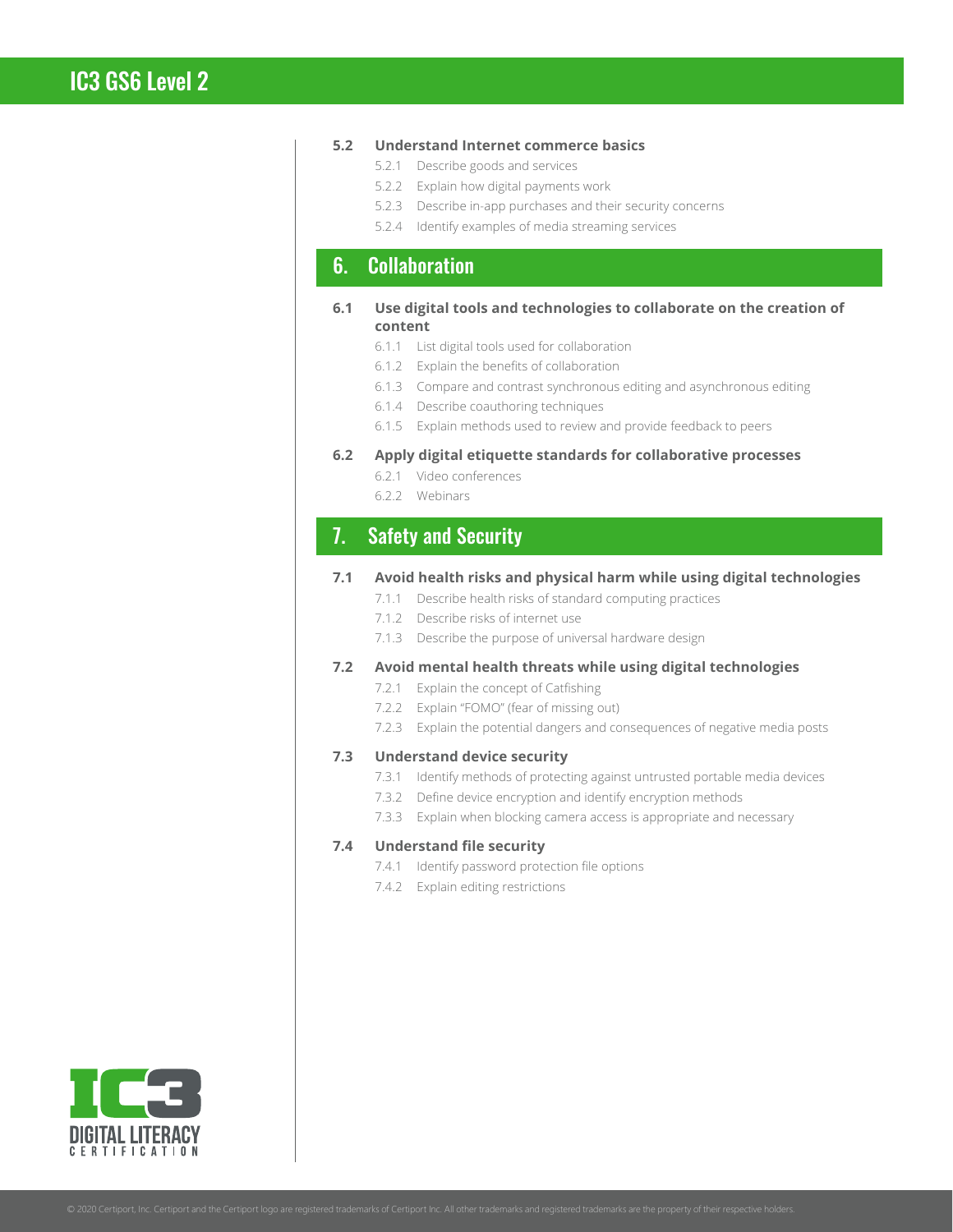### 5.2 Understand Internet commerce basics

- 5.2.1 Describe goods and services
- 5.2.2 Explain how digital payments work
- 5.2.3 Describe in-app purchases and their security concerns
- 5.2.4 Identify examples of media streaming services

## 6. Collaboration

### 6.1 Use digital tools and technologies to collaborate on the creation of content

- 6.1.1 List digital tools used for collaboration
- 6.1.2 Explain the benefits of collaboration
- 6.1.3 Compare and contrast synchronous editing and asynchronous editing
- 6.1.4 Describe coauthoring techniques
- 6.1.5 Explain methods used to review and provide feedback to peers

### 6.2 Apply digital etiquette standards for collaborative processes

- 6.2.1 Video conferences
- 6.2.2 Webinars

## 7. Safety and Security

### 7.1 Avoid health risks and physical harm while using digital technologies

- 7.1.1 Describe health risks of standard computing practices
- 7.1.2 Describe risks of internet use
- 7.1.3 Describe the purpose of universal hardware design

### 7.2 Avoid mental health threats while using digital technologies

- 7.2.1 Explain the concept of Catfishing
- 7.2.2 Explain "FOMO" (fear of missing out)
- 7.2.3 Explain the potential dangers and consequences of negative media posts

### 7.3 Understand device security

- 7.3.1 Identify methods of protecting against untrusted portable media devices
- 7.3.2 Define device encryption and identify encryption methods
- 7.3.3 Explain when blocking camera access is appropriate and necessary

### 7.4 Understand file security

- 7.4.1 Identify password protection file options
- 7.4.2 Explain editing restrictions